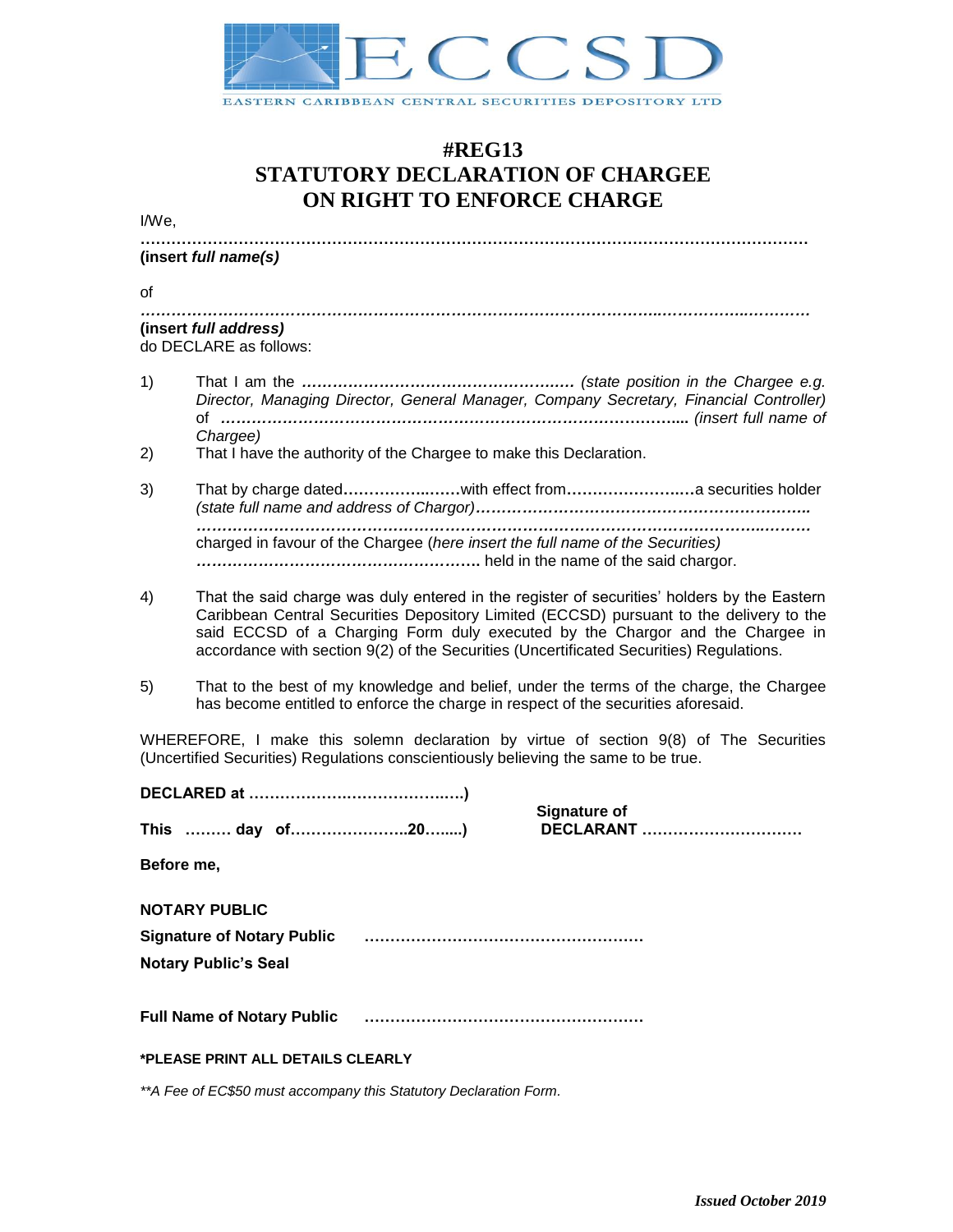ECCSD

EASTERN CARIBBEAN CENTRAL SECURITIES DEPOSITORY LTD

# #REG13
# STATUTORY DECLARATION OF CHARGEE ON RIGHT TO ENFORCE CHARGE

I/We,

**……………………………………………………………………………………………………………………**
**(insert *full name(s)*)**

of

***……………………………………………………………………………………………………………………***
**(insert *full address)***
do DECLARE as follows:

1) That I am the **……………………………………………….** *(state position in the Chargee e.g. Director, Managing Director, General Manager, Company Secretary, Financial Controller)* of **………………………………………………………………………………...** *(insert full name of Chargee)*

2) That I have the authority of the Chargee to make this Declaration.

3) That by charge dated**…………………..……**with effect from**…………………….…**a securities holder *(state full name and address of Chargor)***……………………………………………………………..** ***………………………………………………………………………………………………………..*** charged in favour of the Chargee (*here insert the full name of the Securities)* ***……………………………………………….*** held in the name of the said chargor.

4) That the said charge was duly entered in the register of securities' holders by the Eastern Caribbean Central Securities Depository Limited (ECCSD) pursuant to the delivery to the said ECCSD of a Charging Form duly executed by the Chargor and the Chargee in accordance with section 9(2) of the Securities (Uncertificated Securities) Regulations.

5) That to the best of my knowledge and belief, under the terms of the charge, the Chargee has become entitled to enforce the charge in respect of the securities aforesaid.

WHEREFORE, I make this solemn declaration by virtue of section 9(8) of The Securities (Uncertified Securities) Regulations conscientiously believing the same to be true.

**DECLARED at ……………………….…………..)**

**This ……… day of…………………..20…....)**

**Signature of DECLARANT …………………………**

**Before me,**

**NOTARY PUBLIC**

**Signature of Notary Public ………………………………………………**

**Notary Public's Seal**

**Full Name of Notary Public ………………………………………………**

**\*PLEASE PRINT ALL DETAILS CLEARLY**

*\*\*A Fee of EC$50 must accompany this Statutory Declaration Form.*

***Issued October 2019***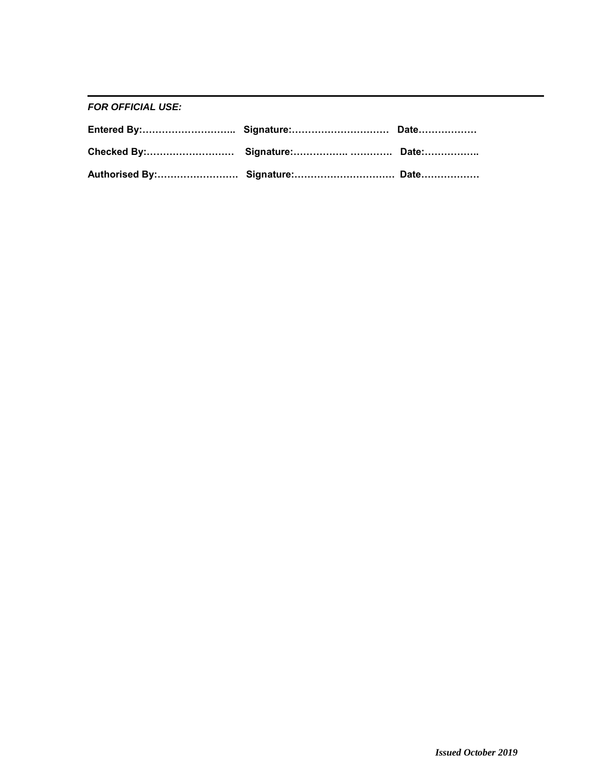---

***FOR OFFICIAL USE:***

**Entered By:……………………….. Signature:………………………… Date………………**

**Checked By:……………………… Signature:…………….. …………. Date:……………..**

**Authorised By:……………………. Signature:…………………………. Date………………**

***Issued October 2019***